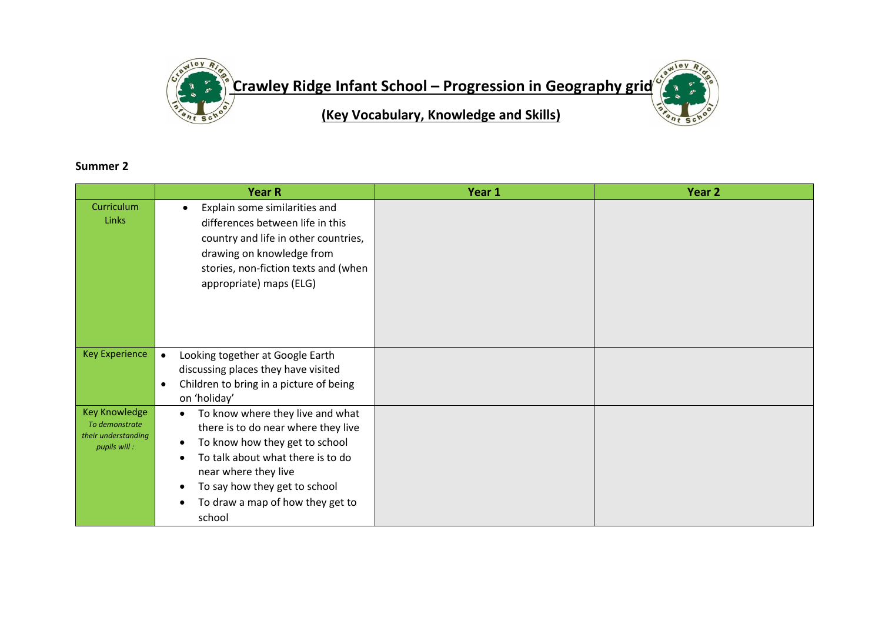# Crawley Ridge Infant School – Progression in Geography grid

## (Key Vocabulary, Knowledge and Skills)

**Summer 2**

| | Year R | Year 1 | Year 2 |
|---|---|---|---|
| Curriculum Links | • Explain some similarities and differences between life in this country and life in other countries, drawing on knowledge from stories, non-fiction texts and (when appropriate) maps (ELG) | | |
| Key Experience | • Looking together at Google Earth discussing places they have visited<br>• Children to bring in a picture of being on 'holiday' | | |
| Key Knowledge *To demonstrate their understanding pupils will :* | • To know where they live and what there is to do near where they live<br>• To know how they get to school<br>• To talk about what there is to do near where they live<br>• To say how they get to school<br>• To draw a map of how they get to school | | |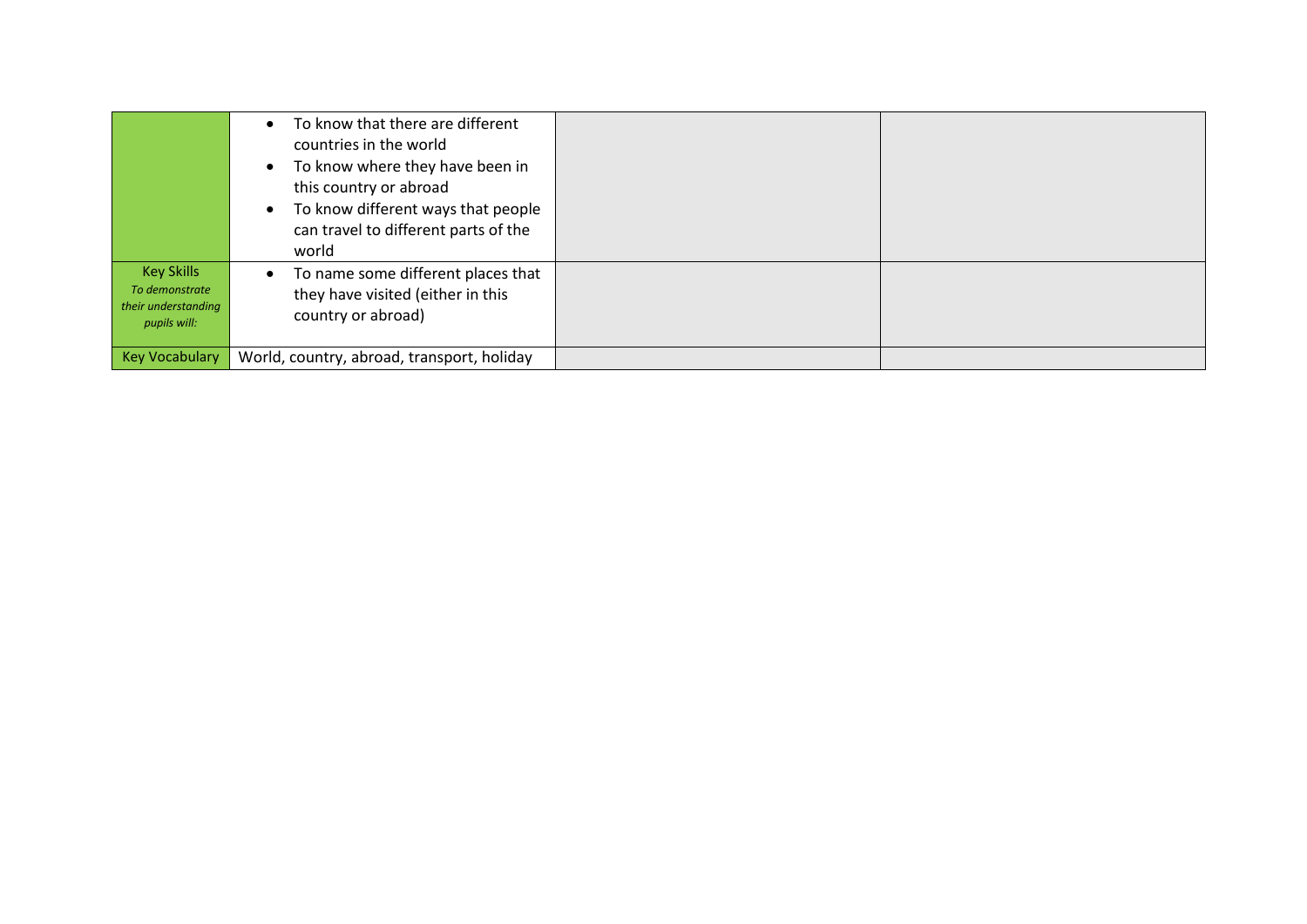| | | | |
|---|---|---|---|
| | • To know that there are different countries in the world<br>• To know where they have been in this country or abroad<br>• To know different ways that people can travel to different parts of the world | | |
| Key Skills<br>*To demonstrate their understanding pupils will:* | • To name some different places that they have visited (either in this country or abroad) | | |
| Key Vocabulary | World, country, abroad, transport, holiday | | |